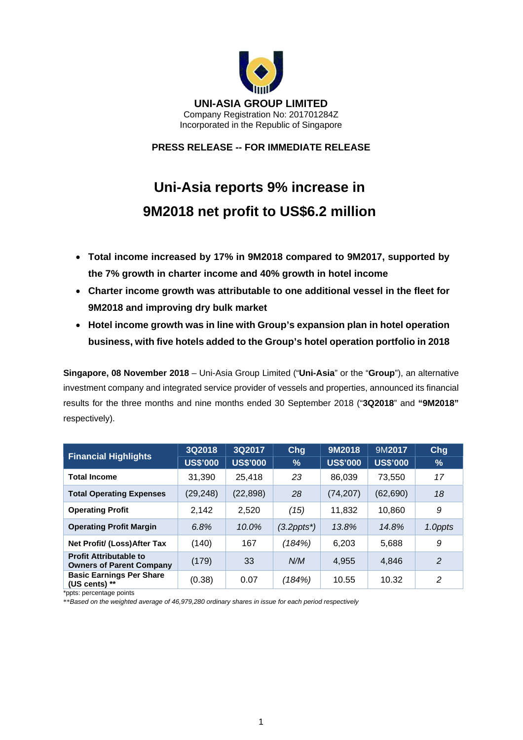**UNI-ASIA GROUP LIMITED**
Company Registration No: 201701284Z
Incorporated in the Republic of Singapore

**PRESS RELEASE -- FOR IMMEDIATE RELEASE**

# Uni-Asia reports 9% increase in 9M2018 net profit to US$6.2 million

- **Total income increased by 17% in 9M2018 compared to 9M2017, supported by the 7% growth in charter income and 40% growth in hotel income**
- **Charter income growth was attributable to one additional vessel in the fleet for 9M2018 and improving dry bulk market**
- **Hotel income growth was in line with Group's expansion plan in hotel operation business, with five hotels added to the Group's hotel operation portfolio in 2018**

**Singapore, 08 November 2018** – Uni-Asia Group Limited ("**Uni-Asia**" or the "**Group**"), an alternative investment company and integrated service provider of vessels and properties, announced its financial results for the three months and nine months ended 30 September 2018 ("**3Q2018**" and **"9M2018"** respectively).

| Financial Highlights | 3Q2018 US$'000 | 3Q2017 US$'000 | Chg % | 9M2018 US$'000 | 9M2017 US$'000 | Chg % |
|---|---|---|---|---|---|---|
| **Total Income** | 31,390 | 25,418 | *23* | 86,039 | 73,550 | *17* |
| **Total Operating Expenses** | (29,248) | (22,898) | *28* | (74,207) | (62,690) | *18* |
| **Operating Profit** | 2,142 | 2,520 | *(15)* | 11,832 | 10,860 | *9* |
| **Operating Profit Margin** | *6.8%* | *10.0%* | *(3.2ppts\*)* | *13.8%* | *14.8%* | *1.0ppts* |
| **Net Profit/ (Loss)After Tax** | (140) | 167 | *(184%)* | 6,203 | 5,688 | *9* |
| **Profit Attributable to Owners of Parent Company** | (179) | 33 | *N/M* | 4,955 | 4,846 | *2* |
| **Basic Earnings Per Share (US cents) \*\*** | (0.38) | 0.07 | *(184%)* | 10.55 | 10.32 | *2* |

*ppts: percentage points

*\*\*Based on the weighted average of 46,979,280 ordinary shares in issue for each period respectively*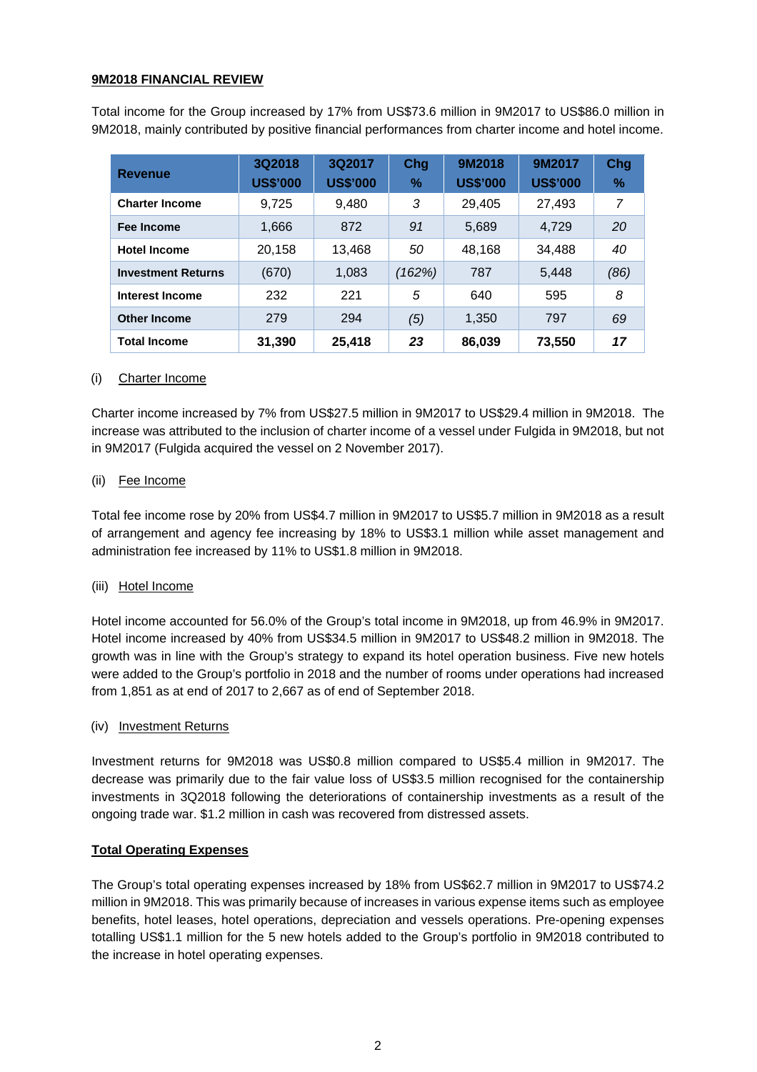## 9M2018 FINANCIAL REVIEW

Total income for the Group increased by 17% from US$73.6 million in 9M2017 to US$86.0 million in 9M2018, mainly contributed by positive financial performances from charter income and hotel income.

| Revenue | 3Q2018 US$'000 | 3Q2017 US$'000 | Chg % | 9M2018 US$'000 | 9M2017 US$'000 | Chg % |
|---|---|---|---|---|---|---|
| **Charter Income** | 9,725 | 9,480 | *3* | 29,405 | 27,493 | *7* |
| **Fee Income** | 1,666 | 872 | *91* | 5,689 | 4,729 | *20* |
| **Hotel Income** | 20,158 | 13,468 | *50* | 48,168 | 34,488 | *40* |
| **Investment Returns** | (670) | 1,083 | *(162%)* | 787 | 5,448 | *(86)* |
| **Interest Income** | 232 | 221 | *5* | 640 | 595 | *8* |
| **Other Income** | 279 | 294 | *(5)* | 1,350 | 797 | *69* |
| **Total Income** | **31,390** | **25,418** | ***23*** | **86,039** | **73,550** | ***17*** |

(i) Charter Income

Charter income increased by 7% from US$27.5 million in 9M2017 to US$29.4 million in 9M2018. The increase was attributed to the inclusion of charter income of a vessel under Fulgida in 9M2018, but not in 9M2017 (Fulgida acquired the vessel on 2 November 2017).

(ii) Fee Income

Total fee income rose by 20% from US$4.7 million in 9M2017 to US$5.7 million in 9M2018 as a result of arrangement and agency fee increasing by 18% to US$3.1 million while asset management and administration fee increased by 11% to US$1.8 million in 9M2018.

(iii) Hotel Income

Hotel income accounted for 56.0% of the Group's total income in 9M2018, up from 46.9% in 9M2017. Hotel income increased by 40% from US$34.5 million in 9M2017 to US$48.2 million in 9M2018. The growth was in line with the Group's strategy to expand its hotel operation business. Five new hotels were added to the Group's portfolio in 2018 and the number of rooms under operations had increased from 1,851 as at end of 2017 to 2,667 as of end of September 2018.

(iv) Investment Returns

Investment returns for 9M2018 was US$0.8 million compared to US$5.4 million in 9M2017. The decrease was primarily due to the fair value loss of US$3.5 million recognised for the containership investments in 3Q2018 following the deteriorations of containership investments as a result of the ongoing trade war. $1.2 million in cash was recovered from distressed assets.

## Total Operating Expenses

The Group's total operating expenses increased by 18% from US$62.7 million in 9M2017 to US$74.2 million in 9M2018. This was primarily because of increases in various expense items such as employee benefits, hotel leases, hotel operations, depreciation and vessels operations. Pre-opening expenses totalling US$1.1 million for the 5 new hotels added to the Group's portfolio in 9M2018 contributed to the increase in hotel operating expenses.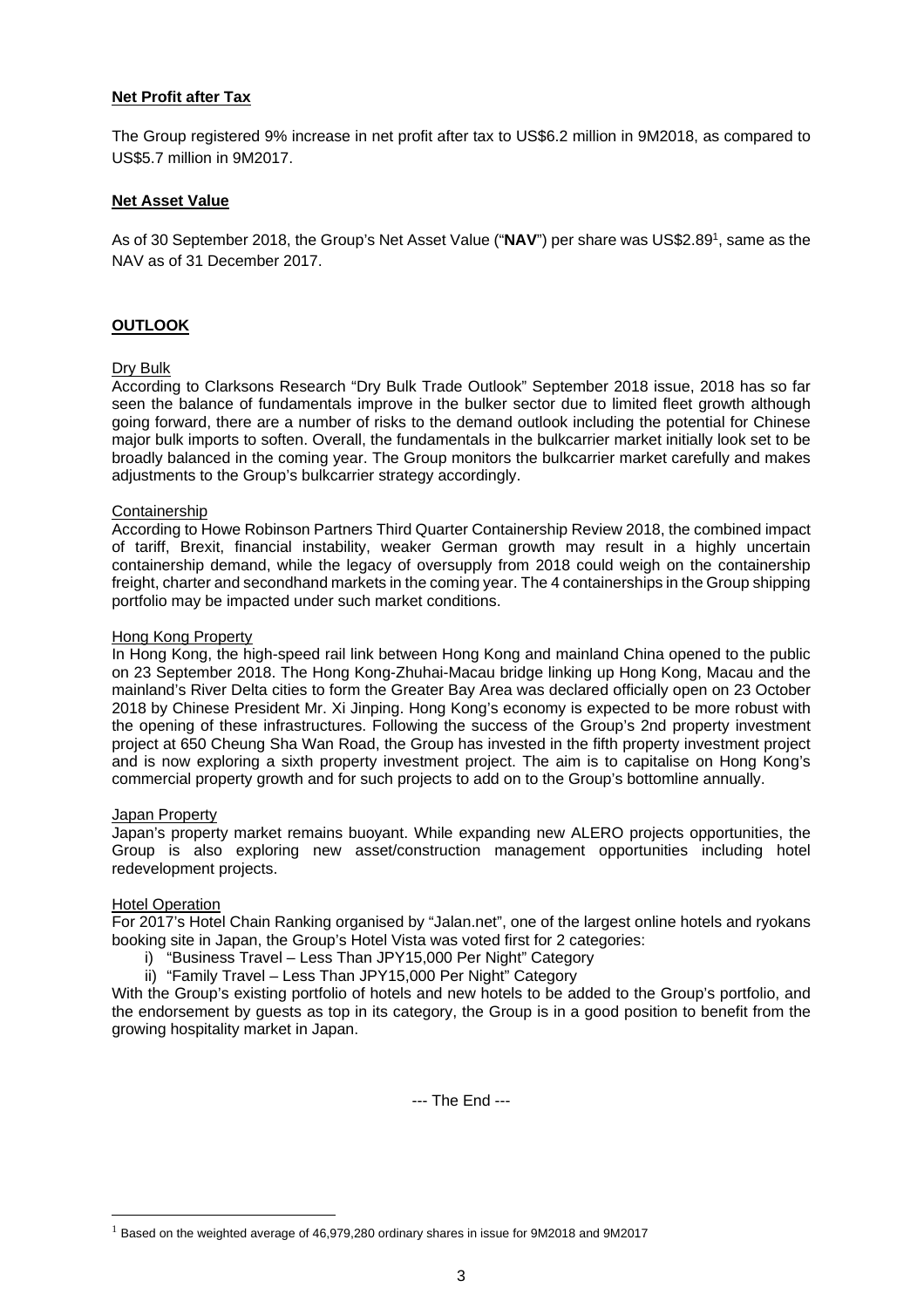**Net Profit after Tax**

The Group registered 9% increase in net profit after tax to US$6.2 million in 9M2018, as compared to US$5.7 million in 9M2017.

**Net Asset Value**

As of 30 September 2018, the Group's Net Asset Value ("**NAV**") per share was US$2.89[1], same as the NAV as of 31 December 2017.

**OUTLOOK**

Dry Bulk

According to Clarksons Research "Dry Bulk Trade Outlook" September 2018 issue, 2018 has so far seen the balance of fundamentals improve in the bulker sector due to limited fleet growth although going forward, there are a number of risks to the demand outlook including the potential for Chinese major bulk imports to soften. Overall, the fundamentals in the bulkcarrier market initially look set to be broadly balanced in the coming year. The Group monitors the bulkcarrier market carefully and makes adjustments to the Group's bulkcarrier strategy accordingly.

Containership

According to Howe Robinson Partners Third Quarter Containership Review 2018, the combined impact of tariff, Brexit, financial instability, weaker German growth may result in a highly uncertain containership demand, while the legacy of oversupply from 2018 could weigh on the containership freight, charter and secondhand markets in the coming year. The 4 containerships in the Group shipping portfolio may be impacted under such market conditions.

Hong Kong Property

In Hong Kong, the high-speed rail link between Hong Kong and mainland China opened to the public on 23 September 2018. The Hong Kong-Zhuhai-Macau bridge linking up Hong Kong, Macau and the mainland's River Delta cities to form the Greater Bay Area was declared officially open on 23 October 2018 by Chinese President Mr. Xi Jinping. Hong Kong's economy is expected to be more robust with the opening of these infrastructures. Following the success of the Group's 2nd property investment project at 650 Cheung Sha Wan Road, the Group has invested in the fifth property investment project and is now exploring a sixth property investment project. The aim is to capitalise on Hong Kong's commercial property growth and for such projects to add on to the Group's bottomline annually.

Japan Property

Japan's property market remains buoyant. While expanding new ALERO projects opportunities, the Group is also exploring new asset/construction management opportunities including hotel redevelopment projects.

Hotel Operation

For 2017's Hotel Chain Ranking organised by "Jalan.net", one of the largest online hotels and ryokans booking site in Japan, the Group's Hotel Vista was voted first for 2 categories:

i) "Business Travel – Less Than JPY15,000 Per Night" Category
ii) "Family Travel – Less Than JPY15,000 Per Night" Category

With the Group's existing portfolio of hotels and new hotels to be added to the Group's portfolio, and the endorsement by guests as top in its category, the Group is in a good position to benefit from the growing hospitality market in Japan.

--- The End ---

[1] Based on the weighted average of 46,979,280 ordinary shares in issue for 9M2018 and 9M2017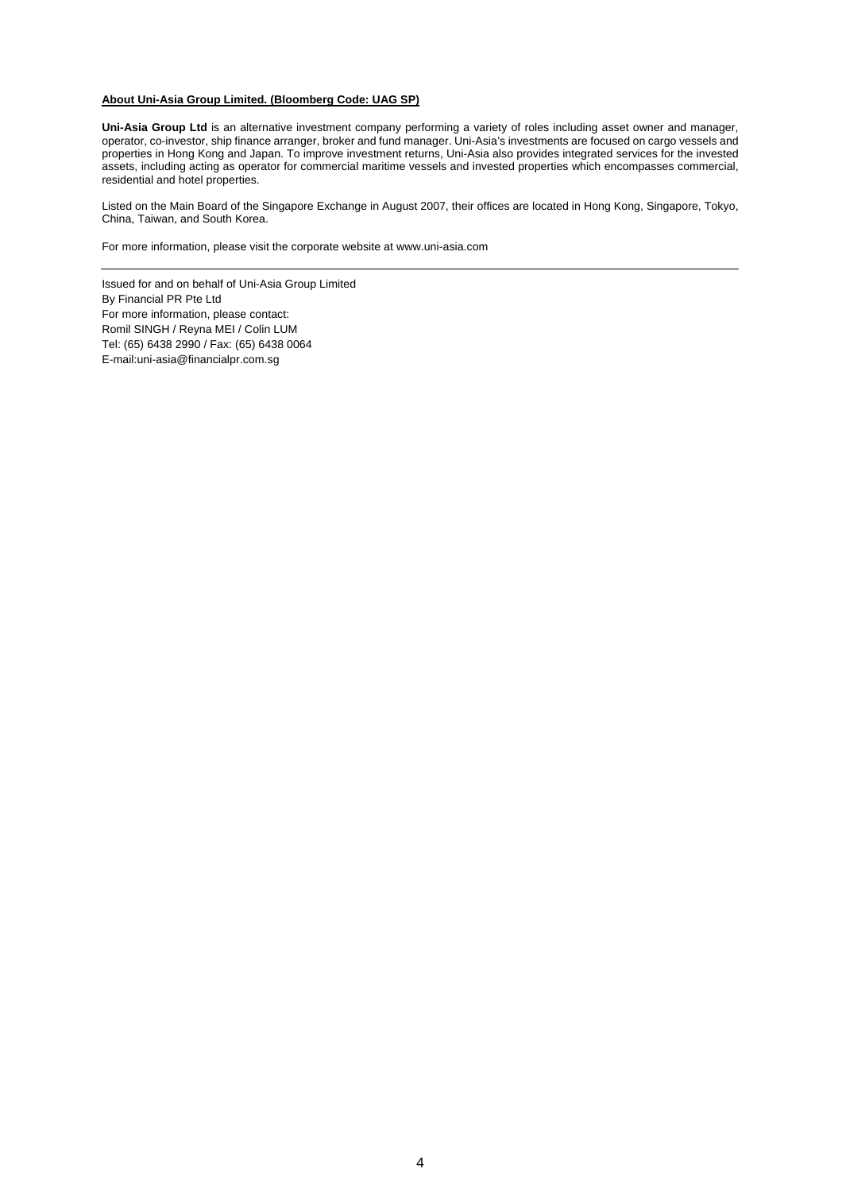**About Uni-Asia Group Limited. (Bloomberg Code: UAG SP)**

**Uni-Asia Group Ltd** is an alternative investment company performing a variety of roles including asset owner and manager, operator, co-investor, ship finance arranger, broker and fund manager. Uni-Asia's investments are focused on cargo vessels and properties in Hong Kong and Japan. To improve investment returns, Uni-Asia also provides integrated services for the invested assets, including acting as operator for commercial maritime vessels and invested properties which encompasses commercial, residential and hotel properties.

Listed on the Main Board of the Singapore Exchange in August 2007, their offices are located in Hong Kong, Singapore, Tokyo, China, Taiwan, and South Korea.

For more information, please visit the corporate website at www.uni-asia.com

---

Issued for and on behalf of Uni-Asia Group Limited
By Financial PR Pte Ltd
For more information, please contact:
Romil SINGH / Reyna MEI / Colin LUM
Tel: (65) 6438 2990 / Fax: (65) 6438 0064
E-mail:uni-asia@financialpr.com.sg